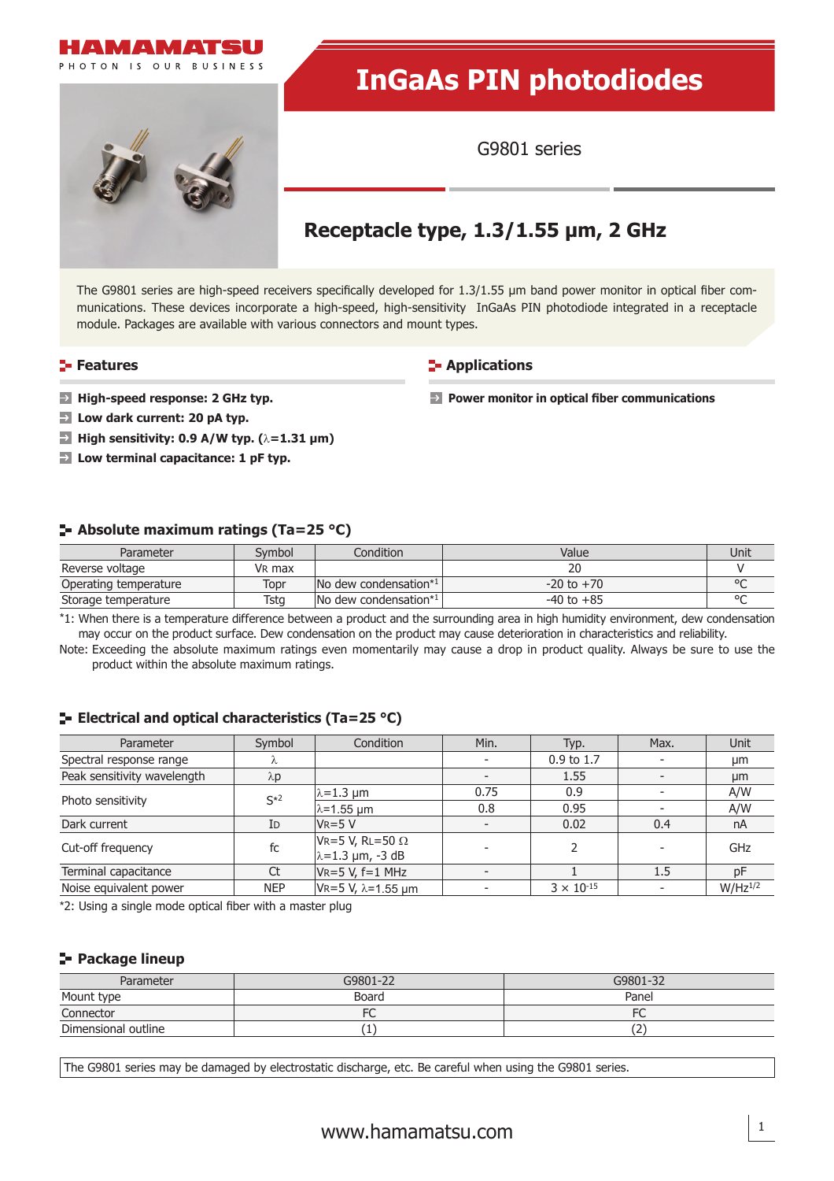# InGaAs PIN photodiodes

G9801 series

## Receptacle type, 1.3/1.55 μm, 2 GHz

The G9801 series are high-speed receivers specifically developed for 1.3/1.55 μm band power monitor in optical fiber communications. These devices incorporate a high-speed, high-sensitivity InGaAs PIN photodiode integrated in a receptacle module. Packages are available with various connectors and mount types.

### Features

- **High-speed response: 2 GHz typ.**
- **Low dark current: 20 pA typ.**
- **High sensitivity: 0.9 A/W typ. (λ=1.31 μm)**
- **Low terminal capacitance: 1 pF typ.**

### Applications

- **Power monitor in optical fiber communications**

### Absolute maximum ratings (Ta=25 °C)

| Parameter | Symbol | Condition | Value | Unit |
|---|---|---|---|---|
| Reverse voltage | $V_R$ max | | 20 | V |
| Operating temperature | Topr | No dew condensation*1 | -20 to +70 | °C |
| Storage temperature | Tstg | No dew condensation*1 | -40 to +85 | °C |

*1: When there is a temperature difference between a product and the surrounding area in high humidity environment, dew condensation may occur on the product surface. Dew condensation on the product may cause deterioration in characteristics and reliability.

Note: Exceeding the absolute maximum ratings even momentarily may cause a drop in product quality. Always be sure to use the product within the absolute maximum ratings.

### Electrical and optical characteristics (Ta=25 °C)

| Parameter | Symbol | Condition | Min. | Typ. | Max. | Unit |
|---|---|---|---|---|---|---|
| Spectral response range | λ | | - | 0.9 to 1.7 | - | μm |
| Peak sensitivity wavelength | λp | | - | 1.55 | - | μm |
| Photo sensitivity | S*2 | λ=1.3 μm | 0.75 | 0.9 | - | A/W |
| | | λ=1.55 μm | 0.8 | 0.95 | - | A/W |
| Dark current | $I_D$ | $V_R$=5 V | - | 0.02 | 0.4 | nA |
| Cut-off frequency | fc | $V_R$=5 V, $R_L$=50 Ω, λ=1.3 μm, -3 dB | - | 2 | - | GHz |
| Terminal capacitance | Ct | $V_R$=5 V, f=1 MHz | - | 1 | 1.5 | pF |
| Noise equivalent power | NEP | $V_R$=5 V, λ=1.55 μm | - | $3 \times 10^{-15}$ | - | $W/Hz^{1/2}$ |

*2: Using a single mode optical fiber with a master plug

### Package lineup

| Parameter | G9801-22 | G9801-32 |
|---|---|---|
| Mount type | Board | Panel |
| Connector | FC | FC |
| Dimensional outline | (1) | (2) |

The G9801 series may be damaged by electrostatic discharge, etc. Be careful when using the G9801 series.

www.hamamatsu.com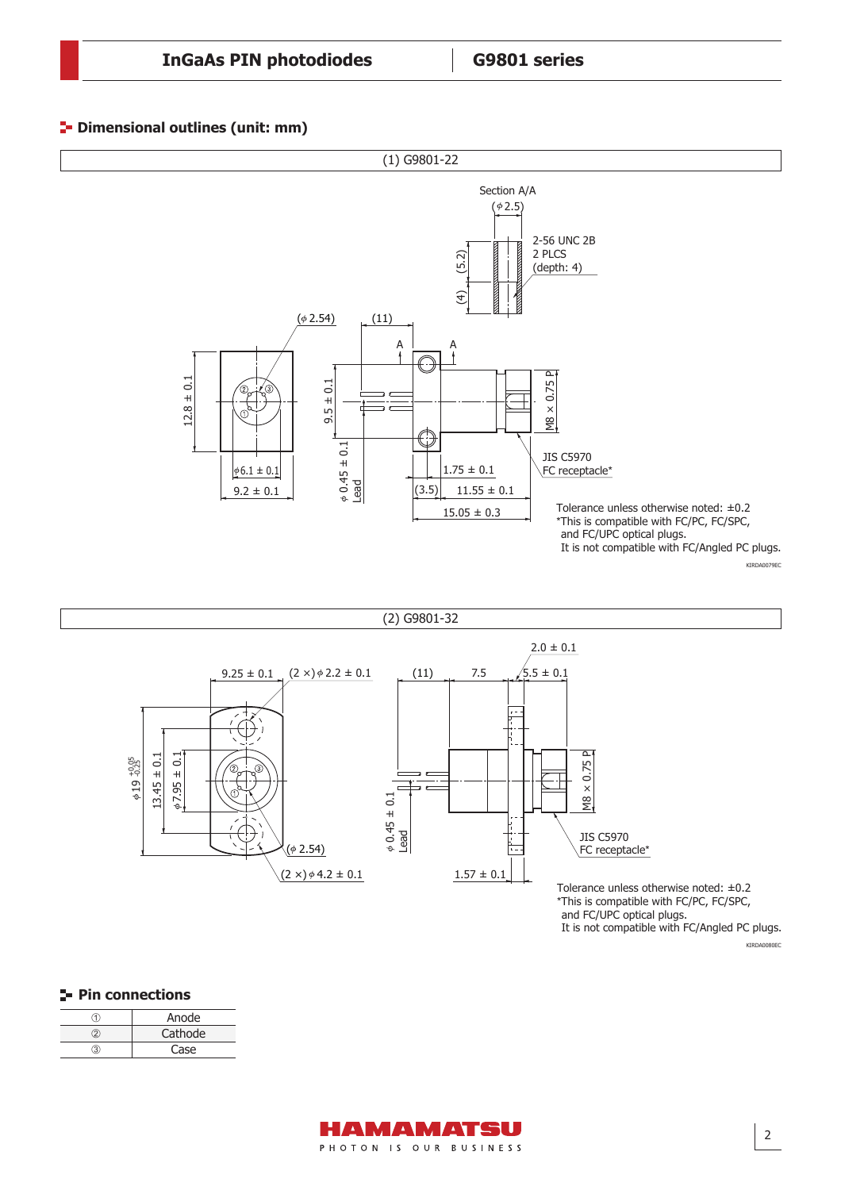## Dimensional outlines (unit: mm)

(1) G9801-22

Section A/A

(φ2.5)

2-56 UNC 2B
2 PLCS
(depth: 4)

(5.2)

(4)

(φ2.54)

(11)

A A

12.8 ± 0.1

9.5 ± 0.1

M8 × 0.75 P

φ6.1 ± 0.1

9.2 ± 0.1

φ0.45 ± 0.1
Lead

1.75 ± 0.1

(3.5) 11.55 ± 0.1

15.05 ± 0.3

JIS C5970
FC receptacle*

Tolerance unless otherwise noted: ±0.2
*This is compatible with FC/PC, FC/SPC, and FC/UPC optical plugs.
It is not compatible with FC/Angled PC plugs.

KIRDA0079EC

(2) G9801-32

9.25 ± 0.1

(2 ×) φ2.2 ± 0.1

(11) 7.5

2.0 ± 0.1

5.5 ± 0.1

φ19 $^{+0.05}_{-0.25}$

13.45 ± 0.1

φ7.95 ± 0.1

M8 × 0.75 P

φ0.45 ± 0.1
Lead

(φ2.54)

(2 ×) φ4.2 ± 0.1

1.57 ± 0.1

JIS C5970
FC receptacle*

Tolerance unless otherwise noted: ±0.2
*This is compatible with FC/PC, FC/SPC, and FC/UPC optical plugs.
It is not compatible with FC/Angled PC plugs.

KIRDA0080EC

## Pin connections

| | |
|---|---|
| ① | Anode |
| ② | Cathode |
| ③ | Case |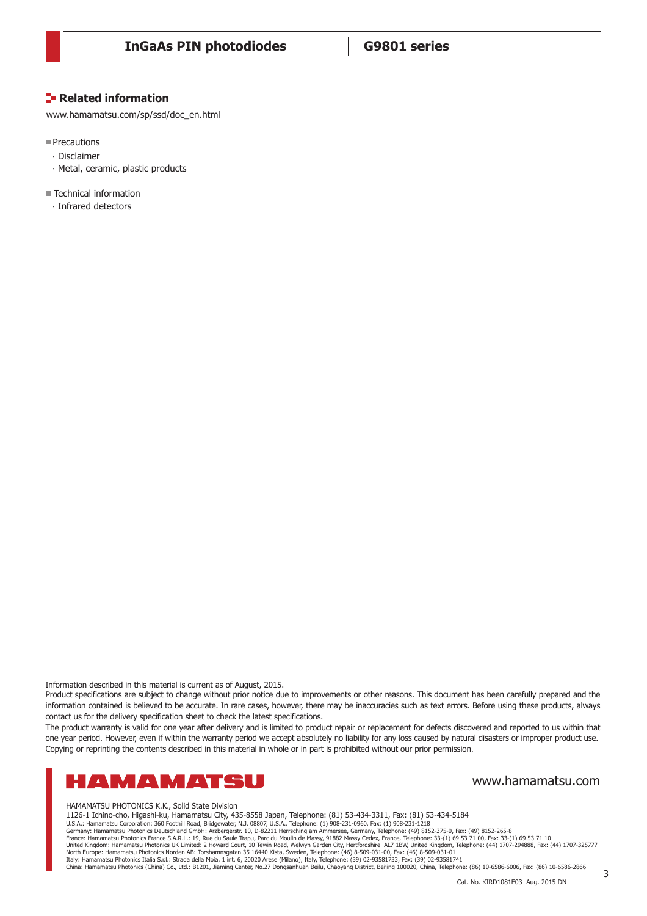## Related information

www.hamamatsu.com/sp/ssd/doc_en.html

- Precautions
  - · Disclaimer
  - · Metal, ceramic, plastic products

- Technical information
  - · Infrared detectors

Information described in this material is current as of August, 2015.

Product specifications are subject to change without prior notice due to improvements or other reasons. This document has been carefully prepared and the information contained is believed to be accurate. In rare cases, however, there may be inaccuracies such as text errors. Before using these products, always contact us for the delivery specification sheet to check the latest specifications.

The product warranty is valid for one year after delivery and is limited to product repair or replacement for defects discovered and reported to us within that one year period. However, even if within the warranty period we accept absolutely no liability for any loss caused by natural disasters or improper product use.

Copying or reprinting the contents described in this material in whole or in part is prohibited without our prior permission.

**HAMAMATSU**

www.hamamatsu.com

HAMAMATSU PHOTONICS K.K., Solid State Division

1126-1 Ichino-cho, Higashi-ku, Hamamatsu City, 435-8558 Japan, Telephone: (81) 53-434-3311, Fax: (81) 53-434-5184

U.S.A.: Hamamatsu Corporation: 360 Foothill Road, Bridgewater, N.J. 08807, U.S.A., Telephone: (1) 908-231-0960, Fax: (1) 908-231-1218

Germany: Hamamatsu Photonics Deutschland GmbH: Arzbergerstr. 10, D-82211 Herrsching am Ammersee, Germany, Telephone: (49) 8152-375-0, Fax: (49) 8152-265-8

France: Hamamatsu Photonics France S.A.R.L.: 19, Rue du Saule Trapu, Parc du Moulin de Massy, 91882 Massy Cedex, France, Telephone: 33-(1) 69 53 71 00, Fax: 33-(1) 69 53 71 10

United Kingdom: Hamamatsu Photonics UK Limited: 2 Howard Court, 10 Tewin Road, Welwyn Garden City, Hertfordshire AL7 1BW, United Kingdom, Telephone: (44) 1707-294888, Fax: (44) 1707-325777

North Europe: Hamamatsu Photonics Norden AB: Torshamnsgatan 35 16440 Kista, Sweden, Telephone: (46) 8-509-031-00, Fax: (46) 8-509-031-01

Italy: Hamamatsu Photonics Italia S.r.l.: Strada della Moia, 1 int. 6, 20020 Arese (Milano), Italy, Telephone: (39) 02-93581733, Fax: (39) 02-93581741

China: Hamamatsu Photonics (China) Co., Ltd.: B1201, Jiaming Center, No.27 Dongsanhuan Beilu, Chaoyang District, Beijing 100020, China, Telephone: (86) 10-6586-6006, Fax: (86) 10-6586-2866

Cat. No. KIRD1081E03 Aug. 2015 DN